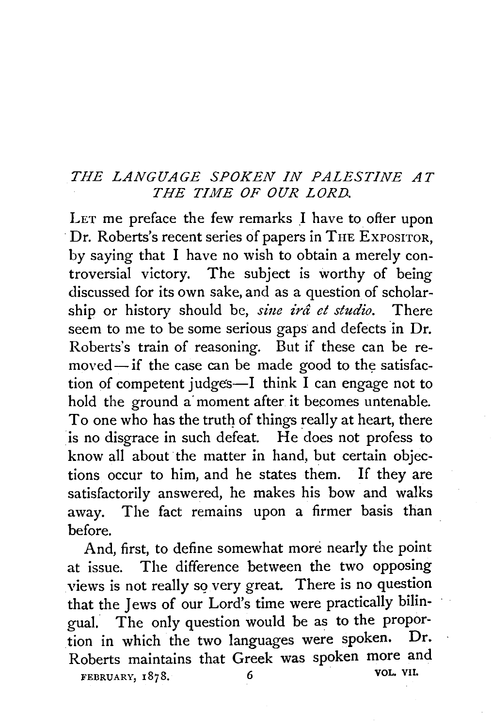## *THE LANGUAGE SPOKEN IN PALESTINE AT THE TIME OF OUR LORD.*

LET me preface the few remarks I have to offer upon Dr. Roberts's recent series of papers in THE EXPOSITOR, by saying that I have no wish to obtain a merely controversial victory. The subject is worthy of being discussed for its own sake, and as a question of scholarship or history should be, *sine irâ et studio*. There seem to me to be some serious gaps and defects in Dr. Roberts's train of reasoning. But if these can be removed—if the case can be made good to the satisfaction of competent judges—I think I can engage not to hold the ground a moment after it becomes untenable. To one who has the truth of things really at heart, there is no disgrace in such defeat. He does not profess to know all about the matter in hand, but certain objections occur to him, and he states them. If they are satisfactorily answered, he makes his bow and walks away. The fact remains upon a firmer basis than before.

And, first, to define somewhat more nearly the point at issue. The difference between the two opposing views is not really so very great. There is no question that the Jews of our Lord's time were practically bilingual. The only question would be as to the proportion in which the two languages were spoken. Dr. Roberts maintains that Greek was spoken more and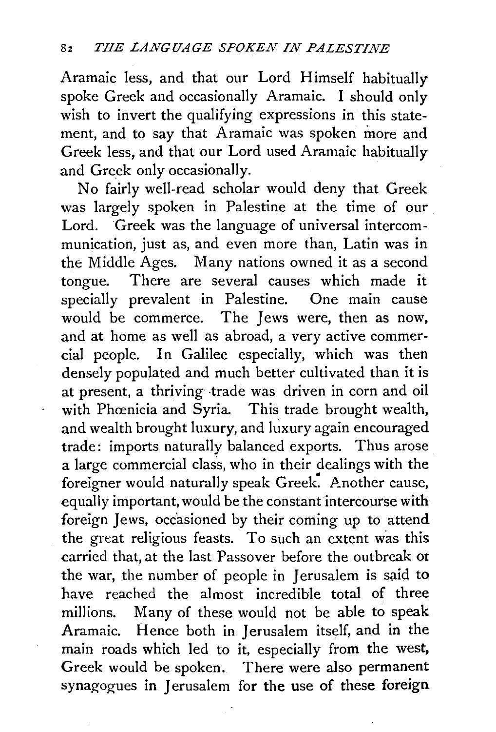Aramaic less, and that our Lord Himself habitually spoke Greek and occasionally Aramaic. I should only wish to invert the qualifying expressions in this statement, and to say that Aramaic was spoken more and Greek less, and that our Lord used Aramaic habitually and Greek only occasionally.

No fairly well-read scholar would deny that Greek was largely spoken in Palestine at the time of our Lord. Greek was the language of universal intercommunication, just as, and even more than, Latin was in the Middle Ages. Many nations owned it as a second tongue. There are several causes which made it specially prevalent in Palestine. One main cause would be commerce. The Jews were, then as now, and at home as well as abroad, a very active commercial people. In Galilee especially, which was then densely populated and much better cultivated than it is at present, a thriving trade was driven in corn and oil with Phœnicia and Syria. This trade brought wealth, and wealth brought luxury, and luxury again encouraged trade: imports naturally balanced exports. Thus arose a large commercial class, who in their dealings with the foreigner would naturally speak Greek. Another cause, equally important, would be the constant intercourse with foreign Jews, occasioned by their coming up to attend the great religious feasts. To such an extent was this carried that, at the last Passover before the outbreak of the war, the number of people in Jerusalem is said to have reached the almost incredible total of three millions. Many of these would not be able to speak Aramaic. Hence both in Jerusalem itself, and in the main roads which led to it, especially from the west, Greek would be spoken. There were also permanent synagogues in Jerusalem for the use of these foreign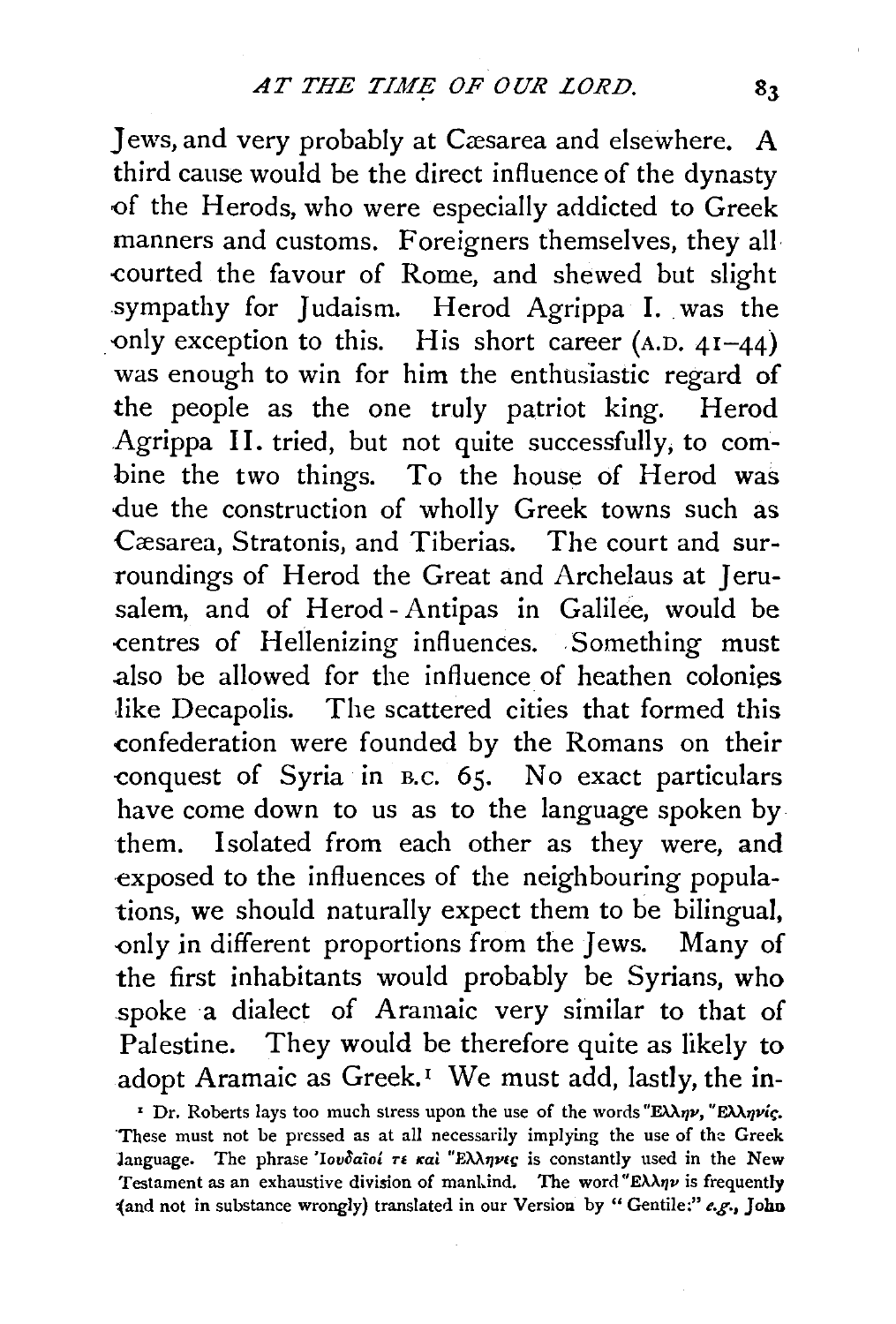Jews, and very probably at Cæsarea and elsewhere. A third cause would be the direct influence of the dynasty of the Herods, who were especially addicted to Greek manners and customs. Foreigners themselves, they all courted the favour of Rome, and shewed but slight sympathy for Judaism. Herod Agrippa I. was the only exception to this. His short career (A.D. 41–44) was enough to win for him the enthusiastic regard of the people as the one truly patriot king. Herod Agrippa II. tried, but not quite successfully, to combine the two things. To the house of Herod was due the construction of wholly Greek towns such as Cæsarea, Stratonis, and Tiberias. The court and surroundings of Herod the Great and Archelaus at Jerusalem, and of Herod-Antipas in Galilee, would be centres of Hellenizing influences. Something must also be allowed for the influence of heathen colonies like Decapolis. The scattered cities that formed this confederation were founded by the Romans on their conquest of Syria in B.C. 65. No exact particulars have come down to us as to the language spoken by them. Isolated from each other as they were, and exposed to the influences of the neighbouring populations, we should naturally expect them to be bilingual, only in different proportions from the Jews. Many of the first inhabitants would probably be Syrians, who spoke a dialect of Aramaic very similar to that of Palestine. They would be therefore quite as likely to adopt Aramaic as Greek.[1] We must add, lastly, the in-

[1] Dr. Roberts lays too much stress upon the use of the words "Ἕλλην, "Ἑλληνίς. These must not be pressed as at all necessarily implying the use of the Greek language. The phrase Ἰουδαῖοί τε καὶ Ἕλληνες is constantly used in the New Testament as an exhaustive division of mankind. The word "Ἕλλην is frequently (and not in substance wrongly) translated in our Version by "Gentile:" *e.g.*, John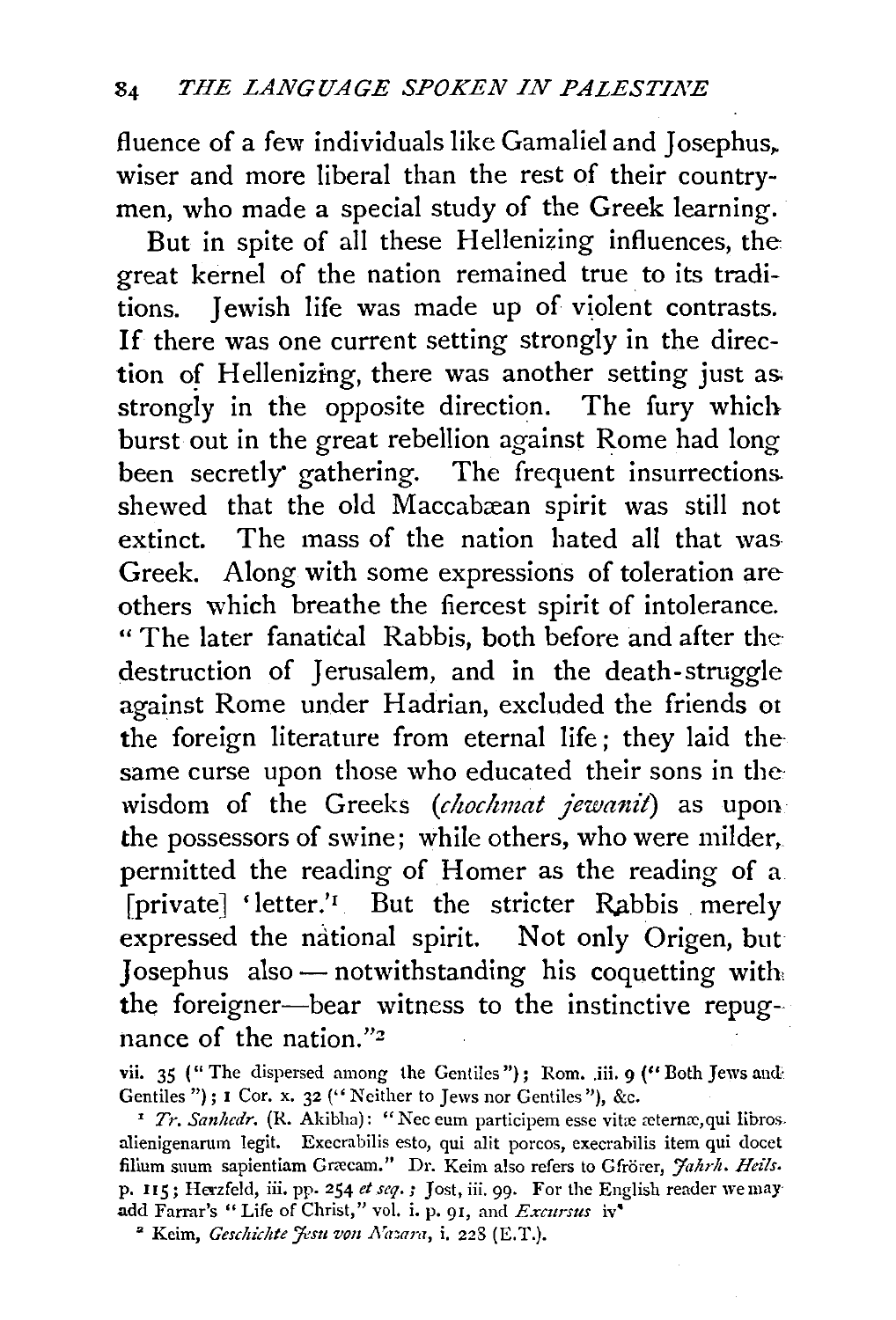fluence of a few individuals like Gamaliel and Josephus, wiser and more liberal than the rest of their countrymen, who made a special study of the Greek learning.

But in spite of all these Hellenizing influences, the great kernel of the nation remained true to its traditions. Jewish life was made up of violent contrasts. If there was one current setting strongly in the direction of Hellenizing, there was another setting just as strongly in the opposite direction. The fury which burst out in the great rebellion against Rome had long been secretly gathering. The frequent insurrections shewed that the old Maccabæan spirit was still not extinct. The mass of the nation hated all that was Greek. Along with some expressions of toleration are others which breathe the fiercest spirit of intolerance. "The later fanatical Rabbis, both before and after the destruction of Jerusalem, and in the death-struggle against Rome under Hadrian, excluded the friends of the foreign literature from eternal life; they laid the same curse upon those who educated their sons in the wisdom of the Greeks (*chochmat jewanit*) as upon the possessors of swine; while others, who were milder, permitted the reading of Homer as the reading of a [private] 'letter.'[1] But the stricter Rabbis merely expressed the national spirit. Not only Origen, but Josephus also — notwithstanding his coquetting with the foreigner—bear witness to the instinctive repugnance of the nation."[2]

vii. 35 ("The dispersed among the Gentiles"); Rom. iii. 9 ("Both Jews and Gentiles"); 1 Cor. x. 32 ("Neither to Jews nor Gentiles"), &c.

[1] *Tr. Sanhedr.* (R. Akibha): "Nec eum participem esse vitæ æternæ, qui libros alienigenarum legit. Execrabilis esto, qui alit porcos, execrabilis item qui docet filium suum sapientiam Græcam." Dr. Keim also refers to Gfrörer, *Jahrh. Heils.* p. 115; Herzfeld, iii. pp. 254 *et seq.*; Jost, iii. 99. For the English reader we may add Farrar's "Life of Christ," vol. i. p. 91, and *Excursus* iv.

[2] Keim, *Geschichte Jesu von Nazara*, i. 228 (E.T.).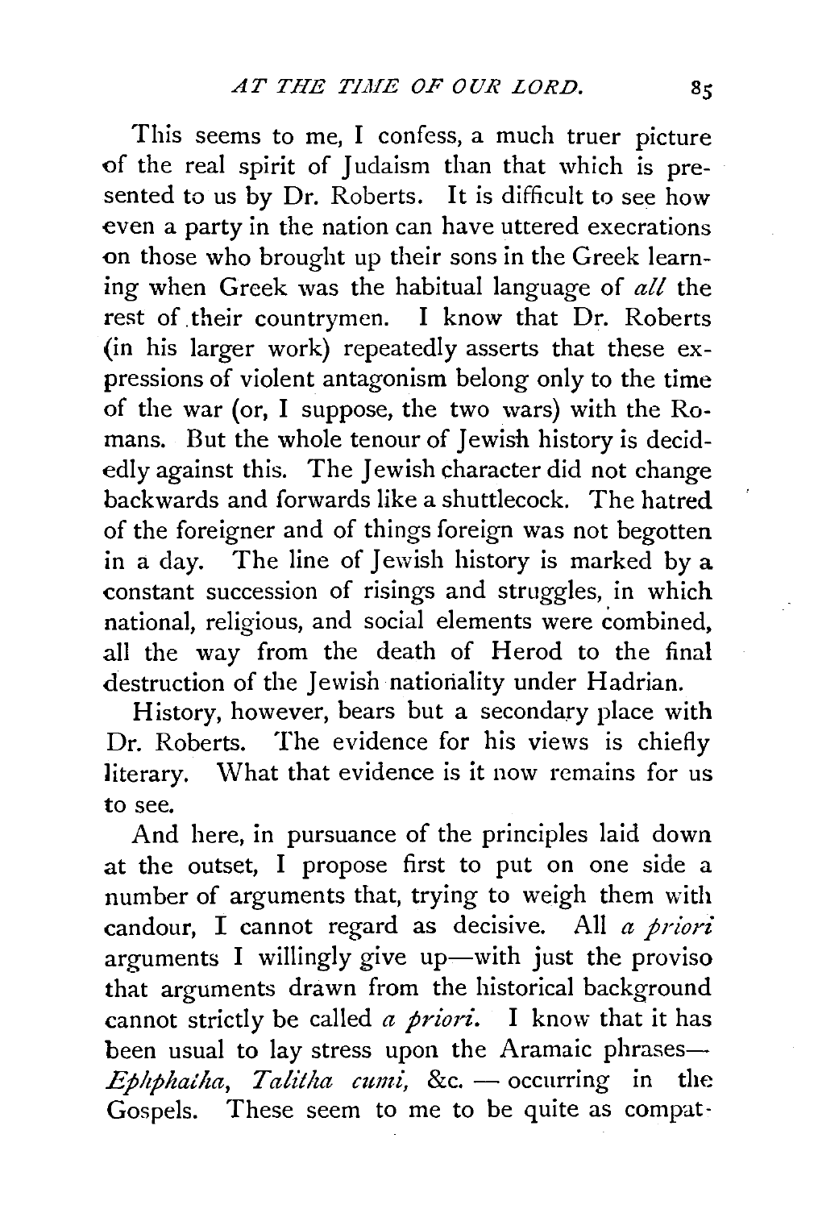This seems to me, I confess, a much truer picture of the real spirit of Judaism than that which is presented to us by Dr. Roberts. It is difficult to see how even a party in the nation can have uttered execrations on those who brought up their sons in the Greek learning when Greek was the habitual language of *all* the rest of their countrymen. I know that Dr. Roberts (in his larger work) repeatedly asserts that these expressions of violent antagonism belong only to the time of the war (or, I suppose, the two wars) with the Romans. But the whole tenour of Jewish history is decidedly against this. The Jewish character did not change backwards and forwards like a shuttlecock. The hatred of the foreigner and of things foreign was not begotten in a day. The line of Jewish history is marked by a constant succession of risings and struggles, in which national, religious, and social elements were combined, all the way from the death of Herod to the final destruction of the Jewish nationality under Hadrian.

History, however, bears but a secondary place with Dr. Roberts. The evidence for his views is chiefly literary. What that evidence is it now remains for us to see.

And here, in pursuance of the principles laid down at the outset, I propose first to put on one side a number of arguments that, trying to weigh them with candour, I cannot regard as decisive. All *a priori* arguments I willingly give up—with just the proviso that arguments drawn from the historical background cannot strictly be called *a priori*. I know that it has been usual to lay stress upon the Aramaic phrases—*Ephphatha, Talitha cumi,* &c. — occurring in the Gospels. These seem to me to be quite as compat-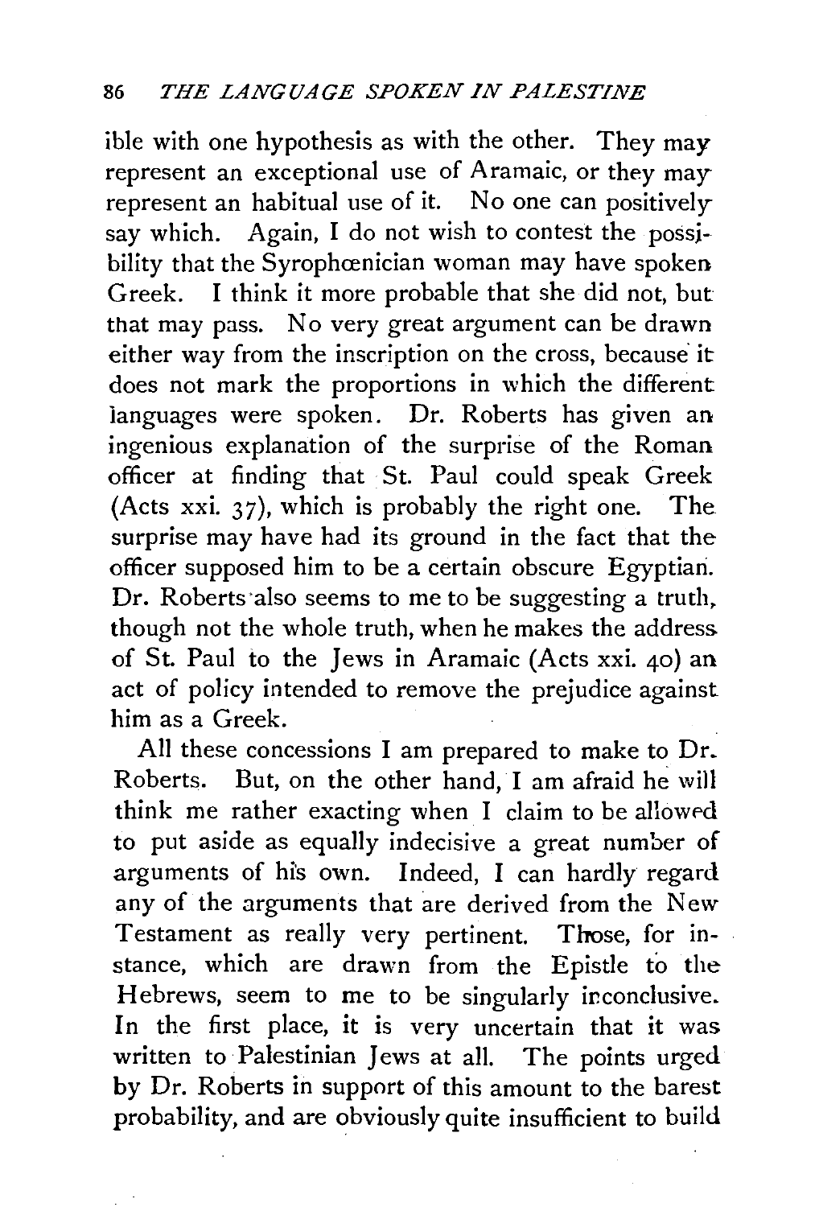ible with one hypothesis as with the other. They may represent an exceptional use of Aramaic, or they may represent an habitual use of it. No one can positively say which. Again, I do not wish to contest the possibility that the Syrophœnician woman may have spoken Greek. I think it more probable that she did not, but that may pass. No very great argument can be drawn either way from the inscription on the cross, because it does not mark the proportions in which the different languages were spoken. Dr. Roberts has given an ingenious explanation of the surprise of the Roman officer at finding that St. Paul could speak Greek (Acts xxi. 37), which is probably the right one. The surprise may have had its ground in the fact that the officer supposed him to be a certain obscure Egyptian. Dr. Roberts also seems to me to be suggesting a truth, though not the whole truth, when he makes the address of St. Paul to the Jews in Aramaic (Acts xxi. 40) an act of policy intended to remove the prejudice against him as a Greek.

All these concessions I am prepared to make to Dr. Roberts. But, on the other hand, I am afraid he will think me rather exacting when I claim to be allowed to put aside as equally indecisive a great number of arguments of his own. Indeed, I can hardly regard any of the arguments that are derived from the New Testament as really very pertinent. Those, for instance, which are drawn from the Epistle to the Hebrews, seem to me to be singularly inconclusive. In the first place, it is very uncertain that it was written to Palestinian Jews at all. The points urged by Dr. Roberts in support of this amount to the barest probability, and are obviously quite insufficient to build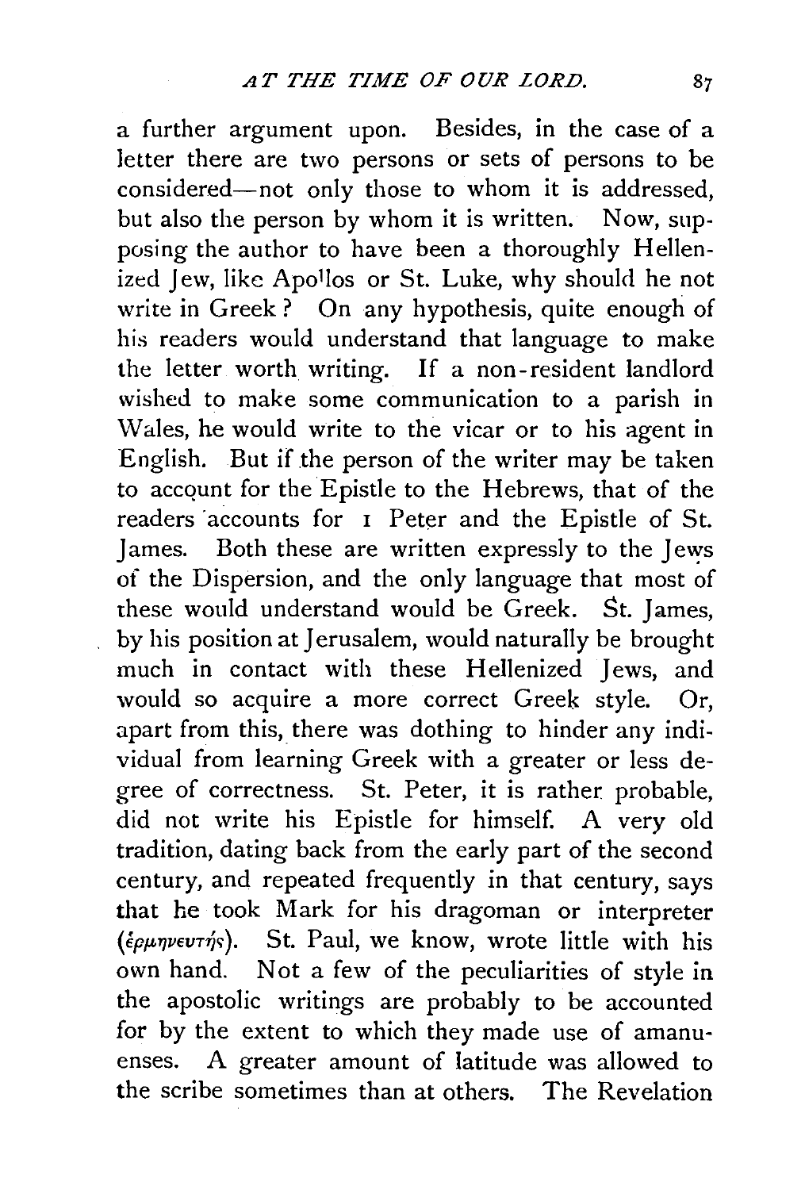a further argument upon. Besides, in the case of a letter there are two persons or sets of persons to be considered—not only those to whom it is addressed, but also the person by whom it is written. Now, supposing the author to have been a thoroughly Hellenized Jew, like Apollos or St. Luke, why should he not write in Greek? On any hypothesis, quite enough of his readers would understand that language to make the letter worth writing. If a non-resident landlord wished to make some communication to a parish in Wales, he would write to the vicar or to his agent in English. But if the person of the writer may be taken to account for the Epistle to the Hebrews, that of the readers accounts for 1 Peter and the Epistle of St. James. Both these are written expressly to the Jews of the Dispersion, and the only language that most of these would understand would be Greek. St. James, by his position at Jerusalem, would naturally be brought much in contact with these Hellenized Jews, and would so acquire a more correct Greek style. Or, apart from this, there was dothing to hinder any individual from learning Greek with a greater or less degree of correctness. St. Peter, it is rather probable, did not write his Epistle for himself. A very old tradition, dating back from the early part of the second century, and repeated frequently in that century, says that he took Mark for his dragoman or interpreter (ἑρμηνευτής). St. Paul, we know, wrote little with his own hand. Not a few of the peculiarities of style in the apostolic writings are probably to be accounted for by the extent to which they made use of amanuenses. A greater amount of latitude was allowed to the scribe sometimes than at others. The Revelation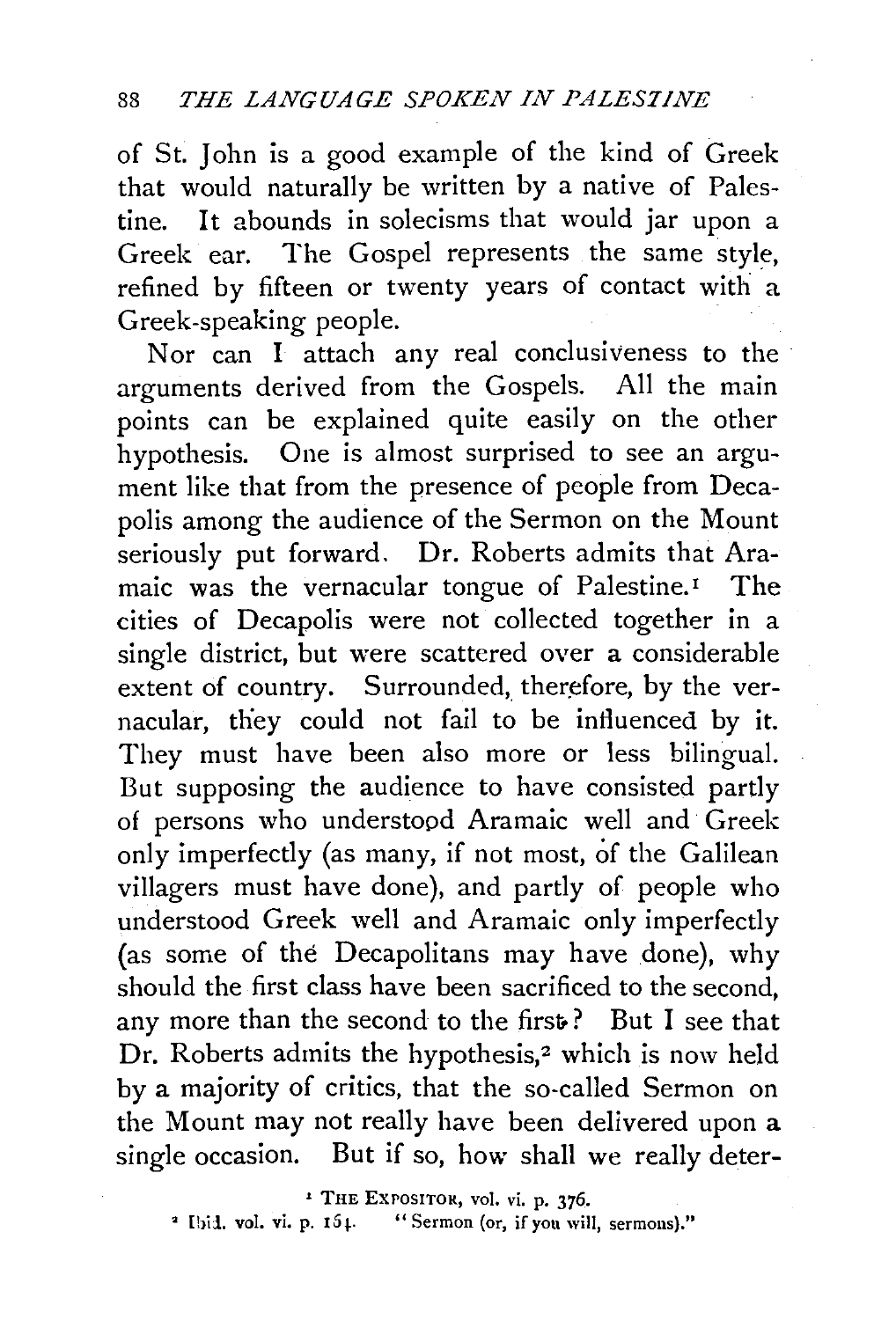of St. John is a good example of the kind of Greek that would naturally be written by a native of Palestine. It abounds in solecisms that would jar upon a Greek ear. The Gospel represents the same style, refined by fifteen or twenty years of contact with a Greek-speaking people.

Nor can I attach any real conclusiveness to the arguments derived from the Gospels. All the main points can be explained quite easily on the other hypothesis. One is almost surprised to see an argument like that from the presence of people from Decapolis among the audience of the Sermon on the Mount seriously put forward. Dr. Roberts admits that Aramaic was the vernacular tongue of Palestine.[1] The cities of Decapolis were not collected together in a single district, but were scattered over a considerable extent of country. Surrounded, therefore, by the vernacular, they could not fail to be influenced by it. They must have been also more or less bilingual. But supposing the audience to have consisted partly of persons who understood Aramaic well and Greek only imperfectly (as many, if not most, of the Galilean villagers must have done), and partly of people who understood Greek well and Aramaic only imperfectly (as some of the Decapolitans may have done), why should the first class have been sacrificed to the second, any more than the second to the first? But I see that Dr. Roberts admits the hypothesis,[2] which is now held by a majority of critics, that the so-called Sermon on the Mount may not really have been delivered upon a single occasion. But if so, how shall we really deter-

[1] THE EXPOSITOR, vol. vi. p. 376.

[2] Ibid. vol. vi. p. 154. "Sermon (or, if you will, sermons)."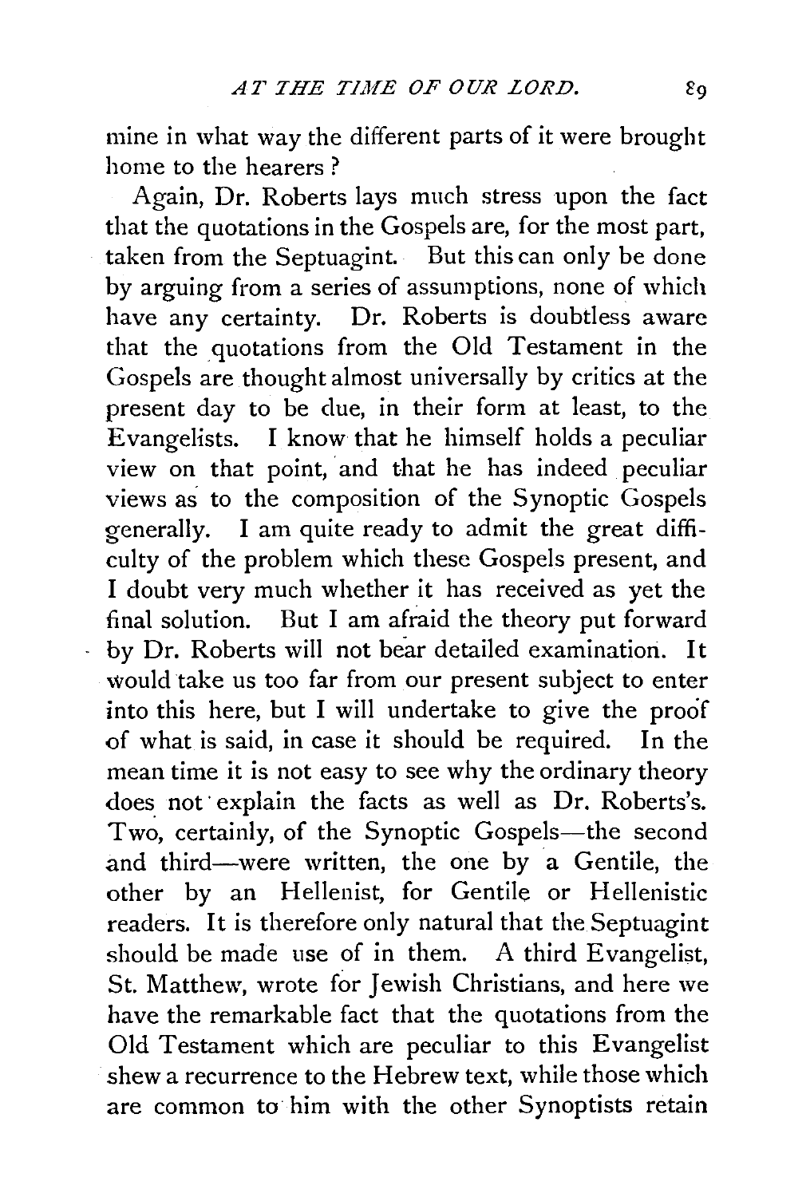mine in what way the different parts of it were brought home to the hearers?

Again, Dr. Roberts lays much stress upon the fact that the quotations in the Gospels are, for the most part, taken from the Septuagint. But this can only be done by arguing from a series of assumptions, none of which have any certainty. Dr. Roberts is doubtless aware that the quotations from the Old Testament in the Gospels are thought almost universally by critics at the present day to be due, in their form at least, to the Evangelists. I know that he himself holds a peculiar view on that point, and that he has indeed peculiar views as to the composition of the Synoptic Gospels generally. I am quite ready to admit the great difficulty of the problem which these Gospels present, and I doubt very much whether it has received as yet the final solution. But I am afraid the theory put forward by Dr. Roberts will not bear detailed examination. It would take us too far from our present subject to enter into this here, but I will undertake to give the proof of what is said, in case it should be required. In the mean time it is not easy to see why the ordinary theory does not explain the facts as well as Dr. Roberts's. Two, certainly, of the Synoptic Gospels—the second and third—were written, the one by a Gentile, the other by an Hellenist, for Gentile or Hellenistic readers. It is therefore only natural that the Septuagint should be made use of in them. A third Evangelist, St. Matthew, wrote for Jewish Christians, and here we have the remarkable fact that the quotations from the Old Testament which are peculiar to this Evangelist shew a recurrence to the Hebrew text, while those which are common to him with the other Synoptists retain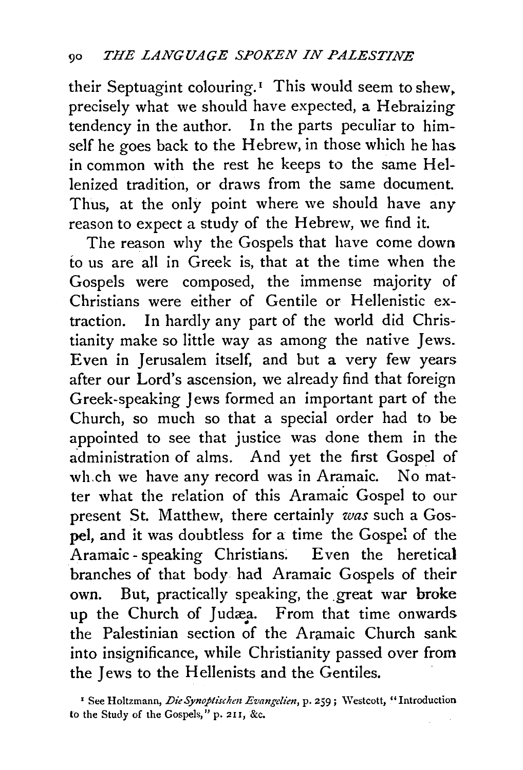their Septuagint colouring.[1] This would seem to shew, precisely what we should have expected, a Hebraizing tendency in the author. In the parts peculiar to himself he goes back to the Hebrew, in those which he has in common with the rest he keeps to the same Hellenized tradition, or draws from the same document. Thus, at the only point where we should have any reason to expect a study of the Hebrew, we find it.

The reason why the Gospels that have come down to us are all in Greek is, that at the time when the Gospels were composed, the immense majority of Christians were either of Gentile or Hellenistic extraction. In hardly any part of the world did Christianity make so little way as among the native Jews. Even in Jerusalem itself, and but a very few years after our Lord's ascension, we already find that foreign Greek-speaking Jews formed an important part of the Church, so much so that a special order had to be appointed to see that justice was done them in the administration of alms. And yet the first Gospel of wh.ch we have any record was in Aramaic. No matter what the relation of this Aramaic Gospel to our present St. Matthew, there certainly *was* such a Gospel, and it was doubtless for a time the Gospel of the Aramaic-speaking Christians. Even the heretical branches of that body had Aramaic Gospels of their own. But, practically speaking, the great war broke up the Church of Judæa. From that time onwards the Palestinian section of the Aramaic Church sank into insignificance, while Christianity passed over from the Jews to the Hellenists and the Gentiles.

[1] See Holtzmann, *Die Synoptischen Evangelien*, p. 259; Westcott, "Introduction to the Study of the Gospels," p. 211, &c.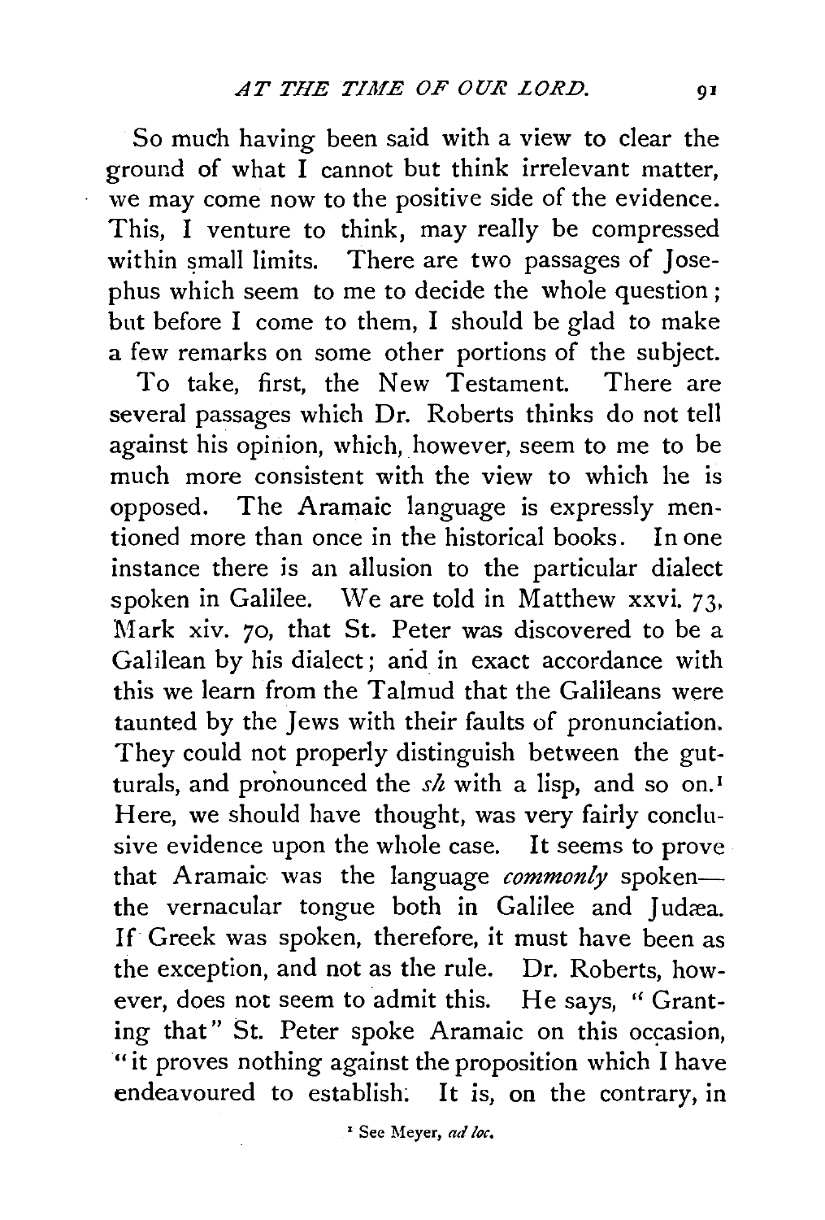So much having been said with a view to clear the ground of what I cannot but think irrelevant matter, we may come now to the positive side of the evidence. This, I venture to think, may really be compressed within small limits. There are two passages of Josephus which seem to me to decide the whole question; but before I come to them, I should be glad to make a few remarks on some other portions of the subject.

To take, first, the New Testament. There are several passages which Dr. Roberts thinks do not tell against his opinion, which, however, seem to me to be much more consistent with the view to which he is opposed. The Aramaic language is expressly mentioned more than once in the historical books. In one instance there is an allusion to the particular dialect spoken in Galilee. We are told in Matthew xxvi. 73, Mark xiv. 70, that St. Peter was discovered to be a Galilean by his dialect; and in exact accordance with this we learn from the Talmud that the Galileans were taunted by the Jews with their faults of pronunciation. They could not properly distinguish between the gutturals, and pronounced the *sh* with a lisp, and so on.[1] Here, we should have thought, was very fairly conclusive evidence upon the whole case. It seems to prove that Aramaic was the language *commonly* spoken—the vernacular tongue both in Galilee and Judæa. If Greek was spoken, therefore, it must have been as the exception, and not as the rule. Dr. Roberts, however, does not seem to admit this. He says, "Granting that" St. Peter spoke Aramaic on this occasion, "it proves nothing against the proposition which I have endeavoured to establish. It is, on the contrary, in

[1] See Meyer, *ad loc.*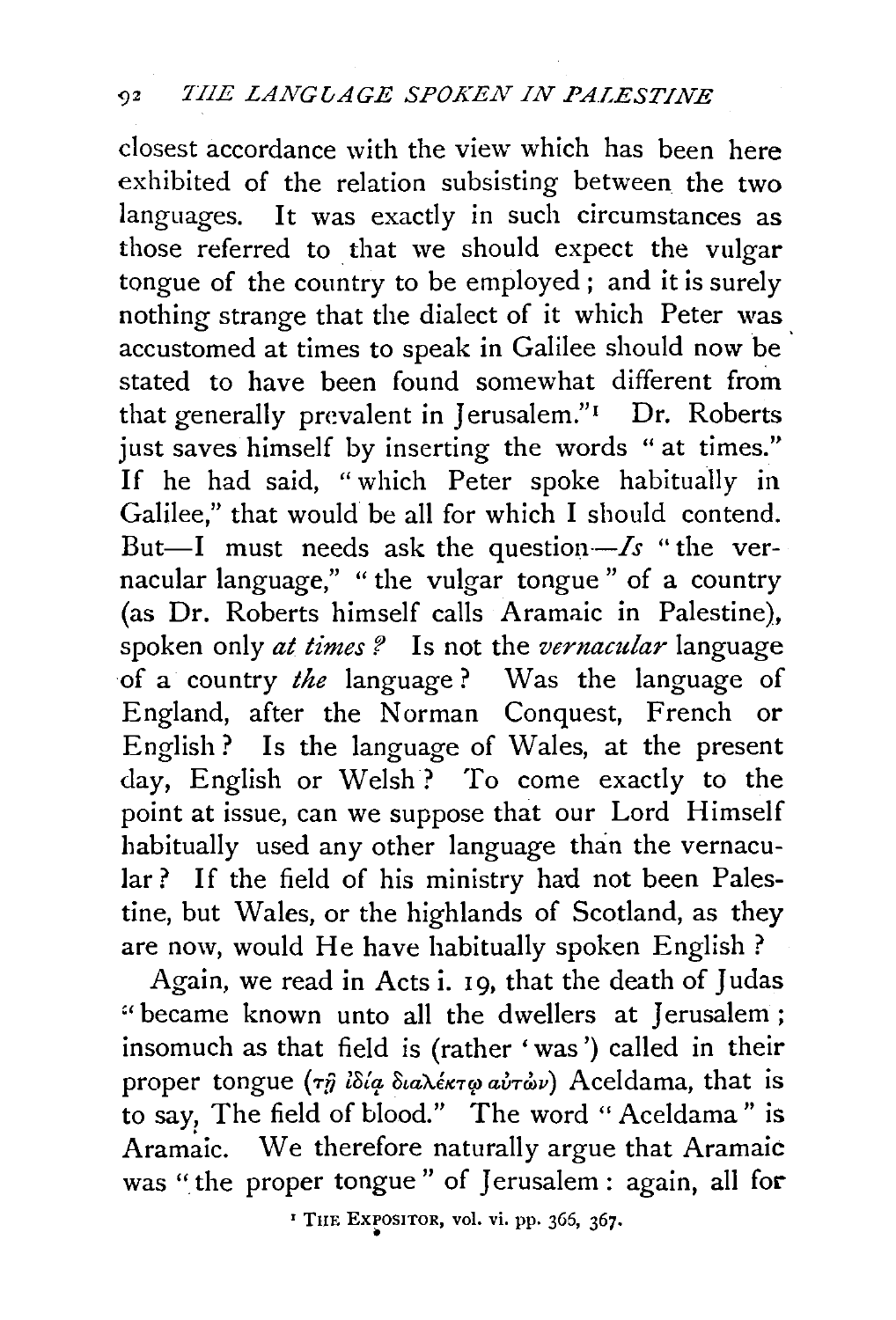closest accordance with the view which has been here exhibited of the relation subsisting between the two languages. It was exactly in such circumstances as those referred to that we should expect the vulgar tongue of the country to be employed; and it is surely nothing strange that the dialect of it which Peter was accustomed at times to speak in Galilee should now be stated to have been found somewhat different from that generally prevalent in Jerusalem."[1] Dr. Roberts just saves himself by inserting the words "at times." If he had said, "which Peter spoke habitually in Galilee," that would be all for which I should contend. But—I must needs ask the question—*Is* "the vernacular language," "the vulgar tongue" of a country (as Dr. Roberts himself calls Aramaic in Palestine), spoken only *at times?* Is not the *vernacular* language of a country *the* language? Was the language of England, after the Norman Conquest, French or English? Is the language of Wales, at the present day, English or Welsh? To come exactly to the point at issue, can we suppose that our Lord Himself habitually used any other language than the vernacular? If the field of his ministry had not been Palestine, but Wales, or the highlands of Scotland, as they are now, would He have habitually spoken English?

Again, we read in Acts i. 19, that the death of Judas "became known unto all the dwellers at Jerusalem; insomuch as that field is (rather 'was') called in their proper tongue (τῇ ἰδίᾳ διαλέκτῳ αὐτῶν) Aceldama, that is to say, The field of blood." The word "Aceldama" is Aramaic. We therefore naturally argue that Aramaic was "the proper tongue" of Jerusalem: again, all for

[1] THE EXPOSITOR, vol. vi. pp. 366, 367.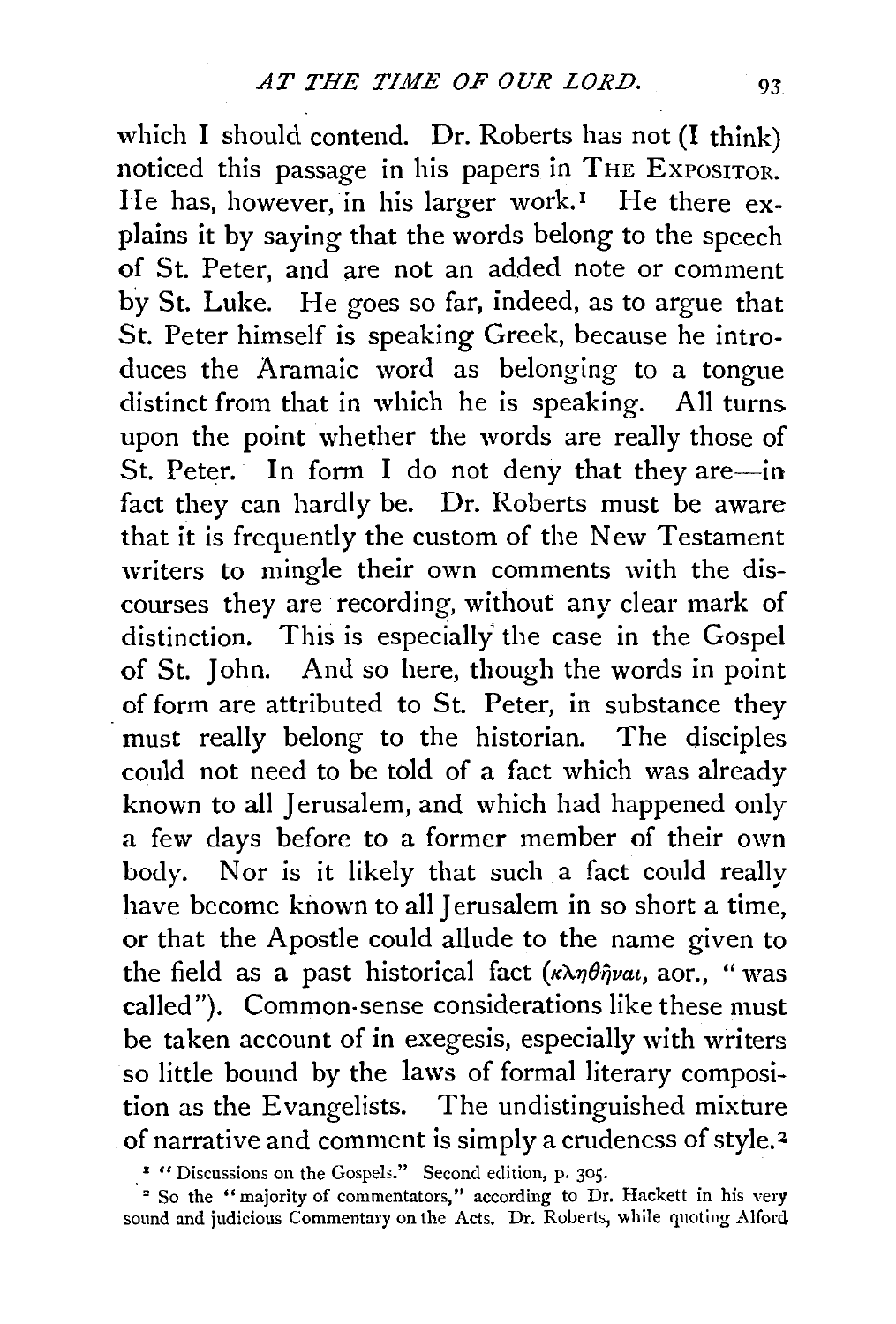which I should contend. Dr. Roberts has not (I think) noticed this passage in his papers in THE EXPOSITOR. He has, however, in his larger work.[1] He there explains it by saying that the words belong to the speech of St. Peter, and are not an added note or comment by St. Luke. He goes so far, indeed, as to argue that St. Peter himself is speaking Greek, because he introduces the Aramaic word as belonging to a tongue distinct from that in which he is speaking. All turns upon the point whether the words are really those of St. Peter. In form I do not deny that they are—in fact they can hardly be. Dr. Roberts must be aware that it is frequently the custom of the New Testament writers to mingle their own comments with the discourses they are recording, without any clear mark of distinction. This is especially the case in the Gospel of St. John. And so here, though the words in point of form are attributed to St. Peter, in substance they must really belong to the historian. The disciples could not need to be told of a fact which was already known to all Jerusalem, and which had happened only a few days before to a former member of their own body. Nor is it likely that such a fact could really have become known to all Jerusalem in so short a time, or that the Apostle could allude to the name given to the field as a past historical fact (*κληθῆναι*, aor., "was called"). Common-sense considerations like these must be taken account of in exegesis, especially with writers so little bound by the laws of formal literary composition as the Evangelists. The undistinguished mixture of narrative and comment is simply a crudeness of style.[2]

[1] "Discussions on the Gospels." Second edition, p. 305.

[2] So the "majority of commentators," according to Dr. Hackett in his very sound and judicious Commentary on the Acts. Dr. Roberts, while quoting Alford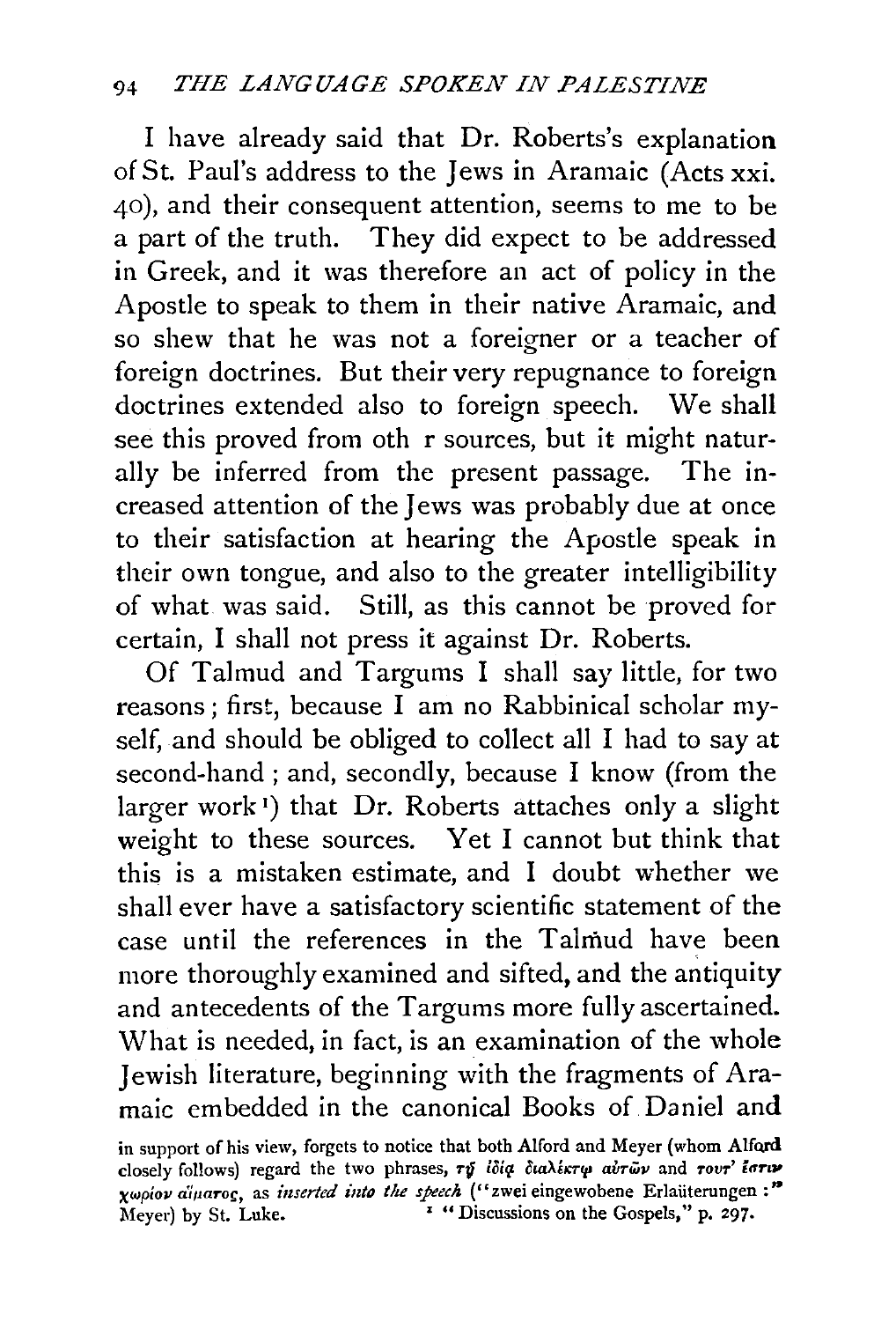I have already said that Dr. Roberts's explanation of St. Paul's address to the Jews in Aramaic (Acts xxi. 40), and their consequent attention, seems to me to be a part of the truth. They did expect to be addressed in Greek, and it was therefore an act of policy in the Apostle to speak to them in their native Aramaic, and so shew that he was not a foreigner or a teacher of foreign doctrines. But their very repugnance to foreign doctrines extended also to foreign speech. We shall see this proved from oth r sources, but it might naturally be inferred from the present passage. The increased attention of the Jews was probably due at once to their satisfaction at hearing the Apostle speak in their own tongue, and also to the greater intelligibility of what was said. Still, as this cannot be proved for certain, I shall not press it against Dr. Roberts.

Of Talmud and Targums I shall say little, for two reasons; first, because I am no Rabbinical scholar myself, and should be obliged to collect all I had to say at second-hand; and, secondly, because I know (from the larger work[1]) that Dr. Roberts attaches only a slight weight to these sources. Yet I cannot but think that this is a mistaken estimate, and I doubt whether we shall ever have a satisfactory scientific statement of the case until the references in the Talmud have been more thoroughly examined and sifted, and the antiquity and antecedents of the Targums more fully ascertained. What is needed, in fact, is an examination of the whole Jewish literature, beginning with the fragments of Aramaic embedded in the canonical Books of Daniel and

in support of his view, forgets to notice that both Alford and Meyer (whom Alford closely follows) regard the two phrases, τῇ ἰδίᾳ διαλέκτῳ αὐτῶν and τουτ' ἔστιν χωρίον αἵματος, as *inserted into the speech* ("zwei eingewobene Erlaüterungen:" Meyer) by St. Luke.

[1] "Discussions on the Gospels," p. 297.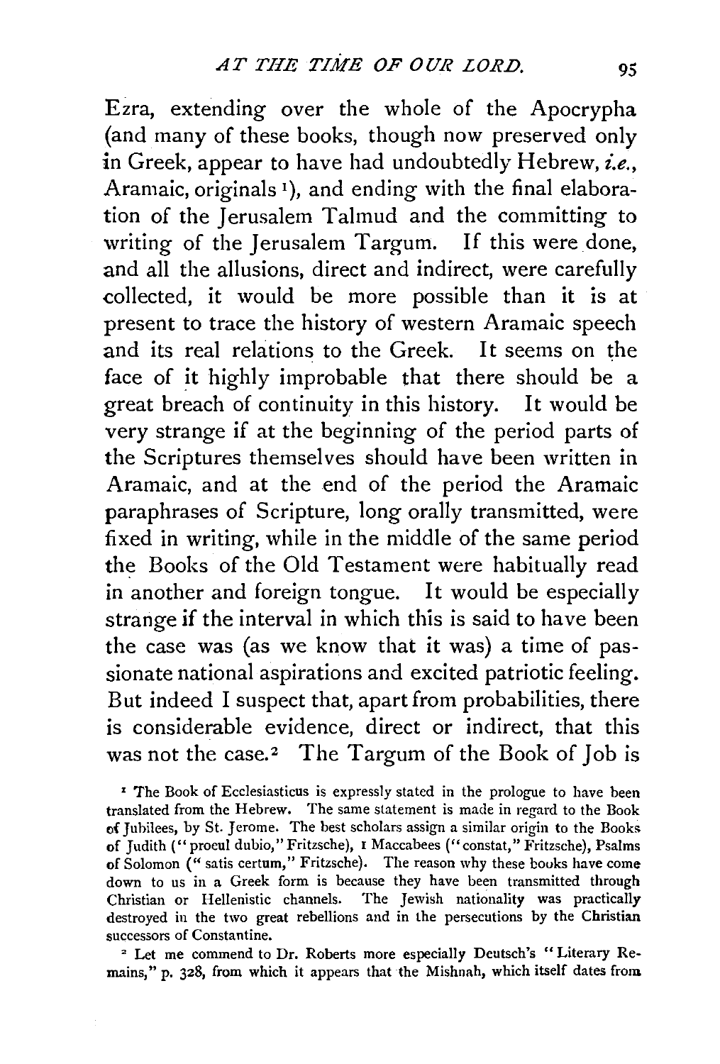Ezra, extending over the whole of the Apocrypha (and many of these books, though now preserved only in Greek, appear to have had undoubtedly Hebrew, *i.e.*, Aramaic, originals [1]), and ending with the final elaboration of the Jerusalem Talmud and the committing to writing of the Jerusalem Targum. If this were done, and all the allusions, direct and indirect, were carefully collected, it would be more possible than it is at present to trace the history of western Aramaic speech and its real relations to the Greek. It seems on the face of it highly improbable that there should be a great breach of continuity in this history. It would be very strange if at the beginning of the period parts of the Scriptures themselves should have been written in Aramaic, and at the end of the period the Aramaic paraphrases of Scripture, long orally transmitted, were fixed in writing, while in the middle of the same period the Books of the Old Testament were habitually read in another and foreign tongue. It would be especially strange if the interval in which this is said to have been the case was (as we know that it was) a time of passionate national aspirations and excited patriotic feeling. But indeed I suspect that, apart from probabilities, there is considerable evidence, direct or indirect, that this was not the case.[2] The Targum of the Book of Job is

[1] The Book of Ecclesiasticus is expressly stated in the prologue to have been translated from the Hebrew. The same statement is made in regard to the Book of Jubilees, by St. Jerome. The best scholars assign a similar origin to the Books of Judith ("procul dubio," Fritzsche), 1 Maccabees ("constat," Fritzsche), Psalms of Solomon ("satis certum," Fritzsche). The reason why these books have come down to us in a Greek form is because they have been transmitted through Christian or Hellenistic channels. The Jewish nationality was practically destroyed in the two great rebellions and in the persecutions by the Christian successors of Constantine.

[2] Let me commend to Dr. Roberts more especially Deutsch's "Literary Remains," p. 328, from which it appears that the Mishnah, which itself dates from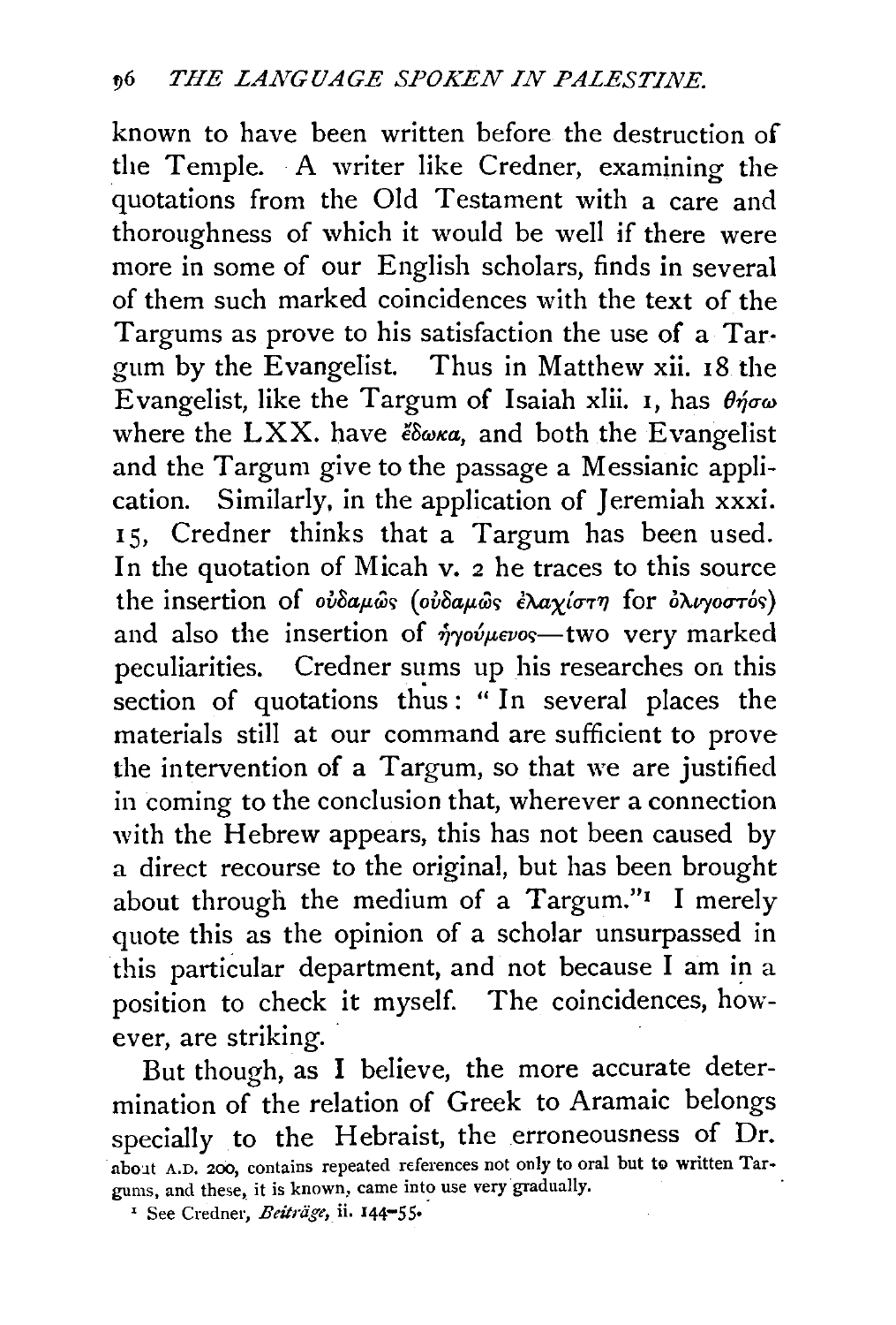known to have been written before the destruction of the Temple. A writer like Credner, examining the quotations from the Old Testament with a care and thoroughness of which it would be well if there were more in some of our English scholars, finds in several of them such marked coincidences with the text of the Targums as prove to his satisfaction the use of a Targum by the Evangelist. Thus in Matthew xii. 18 the Evangelist, like the Targum of Isaiah xlii. 1, has *θήσω* where the LXX. have *ἔδωκα*, and both the Evangelist and the Targum give to the passage a Messianic application. Similarly, in the application of Jeremiah xxxi. 15, Credner thinks that a Targum has been used. In the quotation of Micah v. 2 he traces to this source the insertion of *οὐδαμῶς* (*οὐδαμῶς ἐλαχίστη* for *ὀλιγοστός*) and also the insertion of *ἡγούμενος*—two very marked peculiarities. Credner sums up his researches on this section of quotations thus: "In several places the materials still at our command are sufficient to prove the intervention of a Targum, so that we are justified in coming to the conclusion that, wherever a connection with the Hebrew appears, this has not been caused by a direct recourse to the original, but has been brought about through the medium of a Targum."[1] I merely quote this as the opinion of a scholar unsurpassed in this particular department, and not because I am in a position to check it myself. The coincidences, however, are striking.

But though, as I believe, the more accurate determination of the relation of Greek to Aramaic belongs specially to the Hebraist, the erroneousness of Dr.

about A.D. 200, contains repeated references not only to oral but to written Targums, and these, it is known, came into use very gradually.

[1] See Credner, *Beiträge*, ii. 144–55.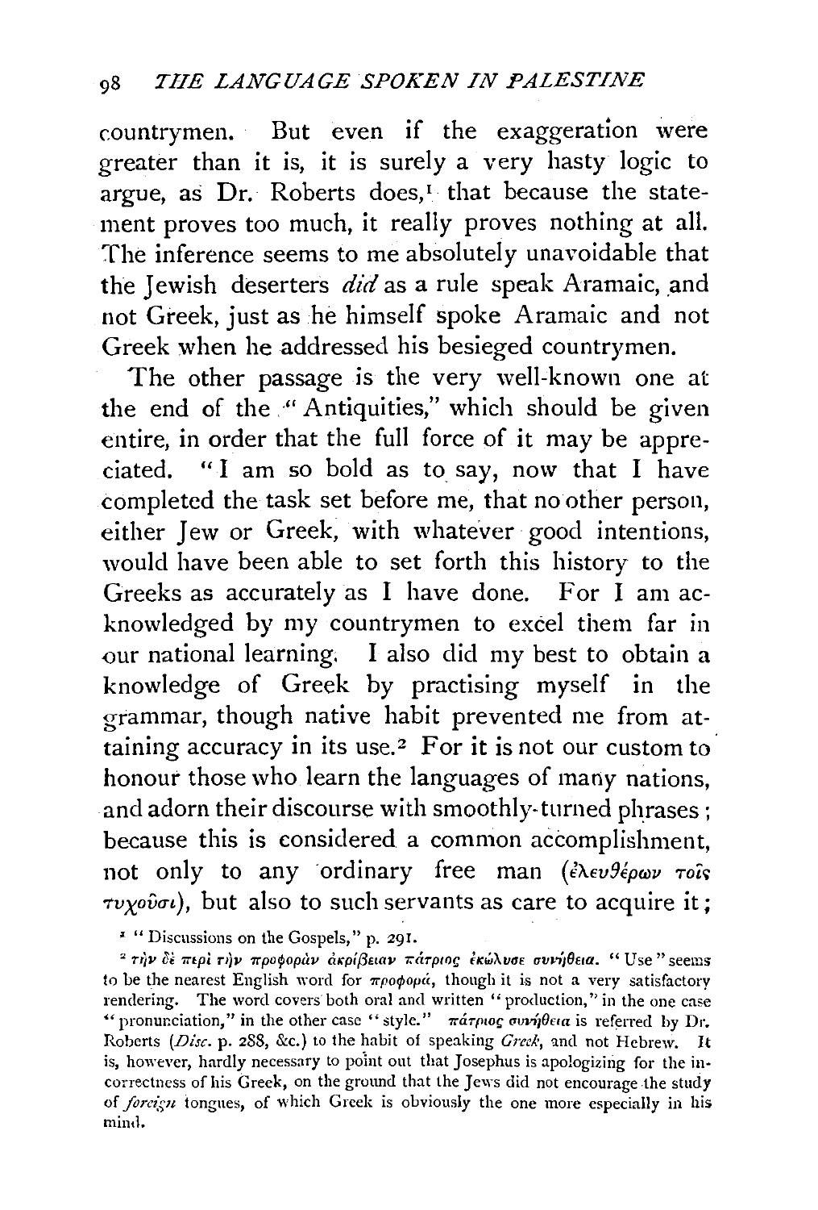countrymen. But even if the exaggeration were greater than it is, it is surely a very hasty logic to argue, as Dr. Roberts does,[1] that because the statement proves too much, it really proves nothing at all. The inference seems to me absolutely unavoidable that the Jewish deserters *did* as a rule speak Aramaic, and not Greek, just as he himself spoke Aramaic and not Greek when he addressed his besieged countrymen.

The other passage is the very well-known one at the end of the "Antiquities," which should be given entire, in order that the full force of it may be appreciated. "I am so bold as to say, now that I have completed the task set before me, that no other person, either Jew or Greek, with whatever good intentions, would have been able to set forth this history to the Greeks as accurately as I have done. For I am acknowledged by my countrymen to excel them far in our national learning. I also did my best to obtain a knowledge of Greek by practising myself in the grammar, though native habit prevented me from attaining accuracy in its use.[2] For it is not our custom to honour those who learn the languages of many nations, and adorn their discourse with smoothly-turned phrases; because this is considered a common accomplishment, not only to any ordinary free man (ἐλευθέρων τοῖς τυχοῦσι), but also to such servants as care to acquire it;

[1] "Discussions on the Gospels," p. 291.

[2] τὴν δὲ περὶ τὴν προφορὰν ἀκρίβειαν πάτριος ἐκώλυσε συνήθεια. "Use" seems to be the nearest English word for προφορά, though it is not a very satisfactory rendering. The word covers both oral and written "production," in the one case "pronunciation," in the other case "style." πάτριος συνήθεια is referred by Dr. Roberts (*Disc.* p. 288, &c.) to the habit of speaking *Greek*, and not Hebrew. It is, however, hardly necessary to point out that Josephus is apologizing for the incorrectness of his Greek, on the ground that the Jews did not encourage the study of *foreign* tongues, of which Greek is obviously the one more especially in his mind.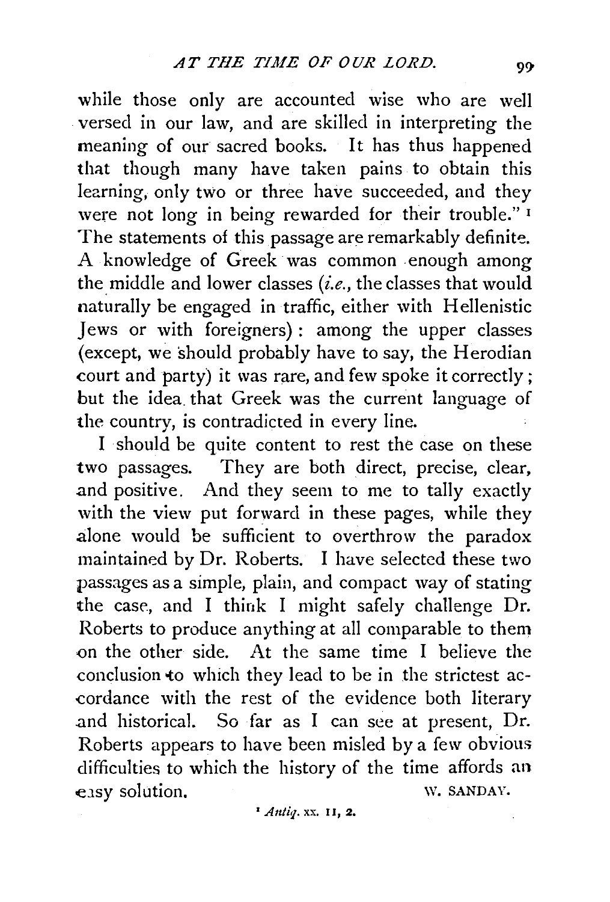while those only are accounted wise who are well versed in our law, and are skilled in interpreting the meaning of our sacred books. It has thus happened that though many have taken pains to obtain this learning, only two or three have succeeded, and they were not long in being rewarded for their trouble."[1] The statements of this passage are remarkably definite. A knowledge of Greek was common enough among the middle and lower classes (*i.e.*, the classes that would naturally be engaged in traffic, either with Hellenistic Jews or with foreigners): among the upper classes (except, we should probably have to say, the Herodian court and party) it was rare, and few spoke it correctly; but the idea that Greek was the current language of the country, is contradicted in every line.

I should be quite content to rest the case on these two passages. They are both direct, precise, clear, and positive. And they seem to me to tally exactly with the view put forward in these pages, while they alone would be sufficient to overthrow the paradox maintained by Dr. Roberts. I have selected these two passages as a simple, plain, and compact way of stating the case, and I think I might safely challenge Dr. Roberts to produce anything at all comparable to them on the other side. At the same time I believe the conclusion to which they lead to be in the strictest accordance with the rest of the evidence both literary and historical. So far as I can see at present, Dr. Roberts appears to have been misled by a few obvious difficulties to which the history of the time affords an easy solution.

W. SANDAY.

[1] *Antiq.* xx. 11, 2.